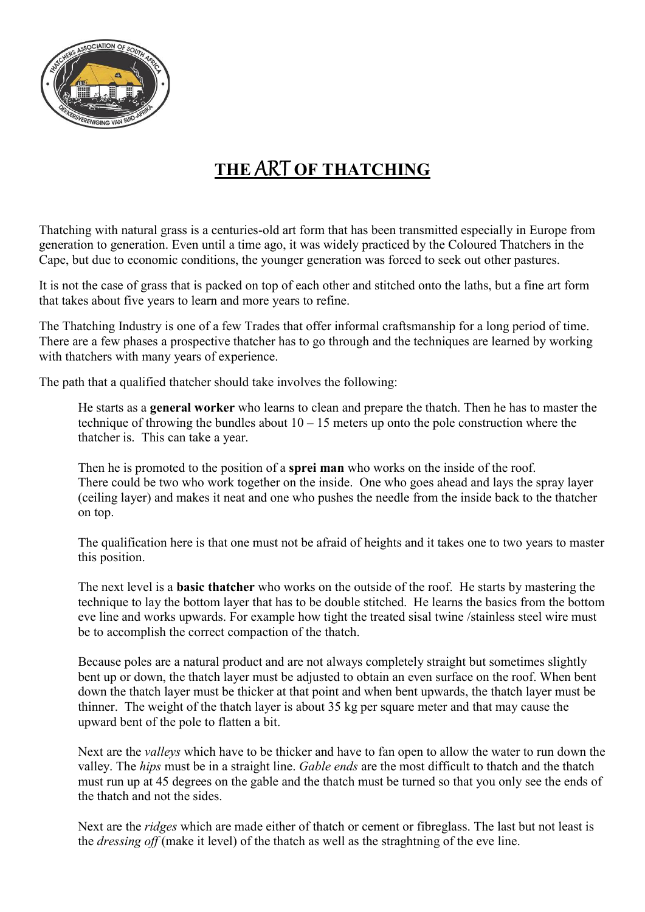# THE ART OF THATCHING

Thatching with natural grass is a centuries-old art form that has been transmitted especially in Europe from generation to generation. Even until a time ago, it was widely practiced by the Coloured Thatchers in the Cape, but due to economic conditions, the younger generation was forced to seek out other pastures.

It is not the case of grass that is packed on top of each other and stitched onto the laths, but a fine art form that takes about five years to learn and more years to refine.

The Thatching Industry is one of a few Trades that offer informal craftsmanship for a long period of time. There are a few phases a prospective thatcher has to go through and the techniques are learned by working with thatchers with many years of experience.

The path that a qualified thatcher should take involves the following:

He starts as a **general worker** who learns to clean and prepare the thatch. Then he has to master the technique of throwing the bundles about 10 – 15 meters up onto the pole construction where the thatcher is. This can take a year.

Then he is promoted to the position of a **sprei man** who works on the inside of the roof. There could be two who work together on the inside. One who goes ahead and lays the spray layer (ceiling layer) and makes it neat and one who pushes the needle from the inside back to the thatcher on top.

The qualification here is that one must not be afraid of heights and it takes one to two years to master this position.

The next level is a **basic thatcher** who works on the outside of the roof. He starts by mastering the technique to lay the bottom layer that has to be double stitched. He learns the basics from the bottom eve line and works upwards. For example how tight the treated sisal twine /stainless steel wire must be to accomplish the correct compaction of the thatch.

Because poles are a natural product and are not always completely straight but sometimes slightly bent up or down, the thatch layer must be adjusted to obtain an even surface on the roof. When bent down the thatch layer must be thicker at that point and when bent upwards, the thatch layer must be thinner. The weight of the thatch layer is about 35 kg per square meter and that may cause the upward bent of the pole to flatten a bit.

Next are the *valleys* which have to be thicker and have to fan open to allow the water to run down the valley. The *hips* must be in a straight line. *Gable ends* are the most difficult to thatch and the thatch must run up at 45 degrees on the gable and the thatch must be turned so that you only see the ends of the thatch and not the sides.

Next are the *ridges* which are made either of thatch or cement or fibreglass. The last but not least is the *dressing off* (make it level) of the thatch as well as the straghtning of the eve line.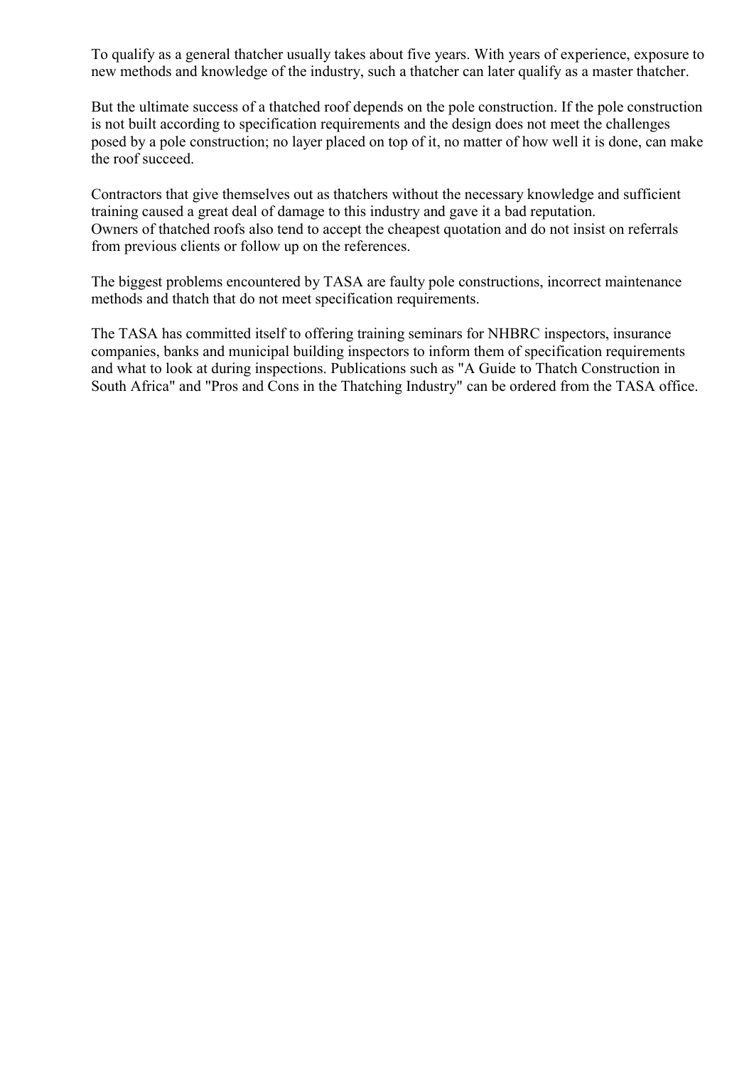To qualify as a general thatcher usually takes about five years. With years of experience, exposure to new methods and knowledge of the industry, such a thatcher can later qualify as a master thatcher.

But the ultimate success of a thatched roof depends on the pole construction. If the pole construction is not built according to specification requirements and the design does not meet the challenges posed by a pole construction; no layer placed on top of it, no matter of how well it is done, can make the roof succeed.

Contractors that give themselves out as thatchers without the necessary knowledge and sufficient training caused a great deal of damage to this industry and gave it a bad reputation.
Owners of thatched roofs also tend to accept the cheapest quotation and do not insist on referrals from previous clients or follow up on the references.

The biggest problems encountered by TASA are faulty pole constructions, incorrect maintenance methods and thatch that do not meet specification requirements.

The TASA has committed itself to offering training seminars for NHBRC inspectors, insurance companies, banks and municipal building inspectors to inform them of specification requirements and what to look at during inspections. Publications such as "A Guide to Thatch Construction in South Africa" and "Pros and Cons in the Thatching Industry" can be ordered from the TASA office.